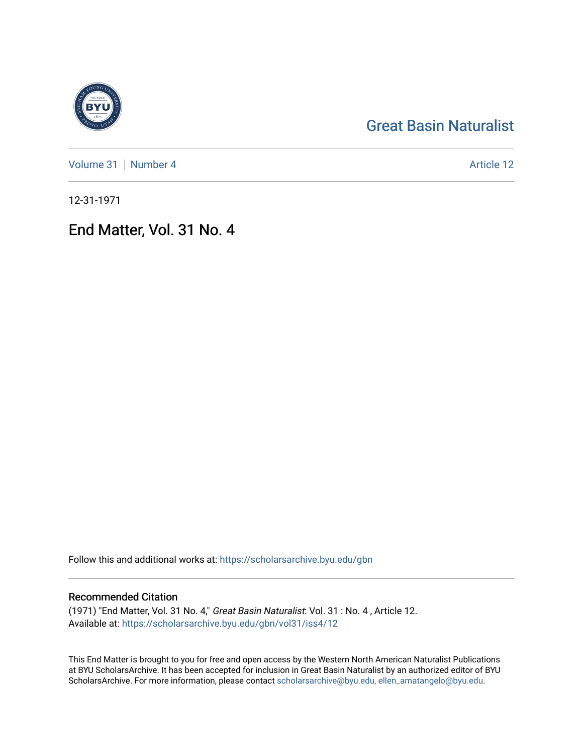Great Basin Naturalist

Volume 31 | Number 4

Article 12

12-31-1971

# End Matter, Vol. 31 No. 4

Follow this and additional works at: https://scholarsarchive.byu.edu/gbn

## Recommended Citation

(1971) "End Matter, Vol. 31 No. 4," *Great Basin Naturalist*: Vol. 31 : No. 4 , Article 12.
Available at: https://scholarsarchive.byu.edu/gbn/vol31/iss4/12

This End Matter is brought to you for free and open access by the Western North American Naturalist Publications at BYU ScholarsArchive. It has been accepted for inclusion in Great Basin Naturalist by an authorized editor of BYU ScholarsArchive. For more information, please contact scholarsarchive@byu.edu, ellen_amatangelo@byu.edu.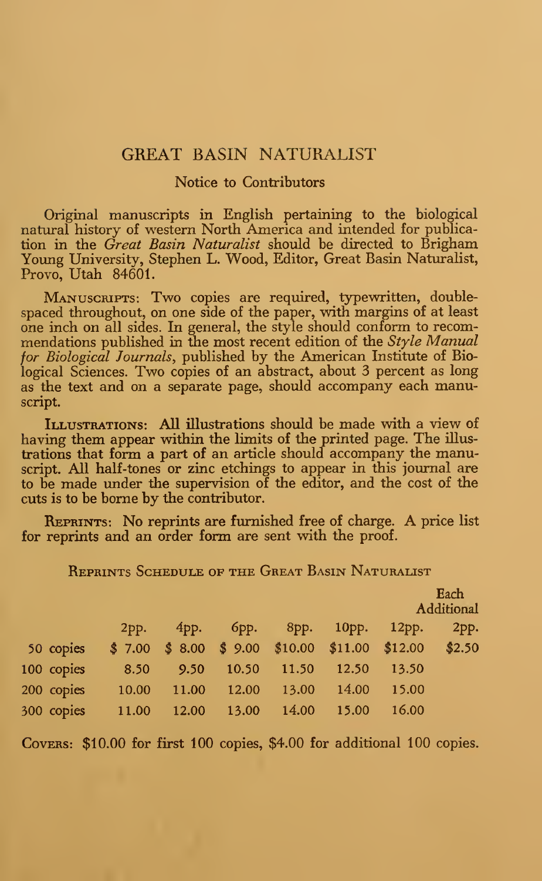# GREAT BASIN NATURALIST

## Notice to Contributors

Original manuscripts in English pertaining to the biological natural history of western North America and intended for publication in the *Great Basin Naturalist* should be directed to Brigham Young University, Stephen L. Wood, Editor, Great Basin Naturalist, Provo, Utah 84601.

**Manuscripts**: Two copies are required, typewritten, double-spaced throughout, on one side of the paper, with margins of at least one inch on all sides. In general, the style should conform to recommendations published in the most recent edition of the *Style Manual for Biological Journals*, published by the American Institute of Biological Sciences. Two copies of an abstract, about 3 percent as long as the text and on a separate page, should accompany each manuscript.

**Illustrations**: All illustrations should be made with a view of having them appear within the limits of the printed page. The illustrations that form a part of an article should accompany the manuscript. All half-tones or zinc etchings to appear in this journal are to be made under the supervision of the editor, and the cost of the cuts is to be borne by the contributor.

**Reprints**: No reprints are furnished free of charge. A price list for reprints and an order form are sent with the proof.

### Reprints Schedule of the Great Basin Naturalist

| | 2pp. | 4pp. | 6pp. | 8pp. | 10pp. | 12pp. | Each Additional 2pp. |
|---|---|---|---|---|---|---|---|
| 50 copies | $ 7.00 | $ 8.00 | $ 9.00 | $10.00 | $11.00 | $12.00 | $2.50 |
| 100 copies | 8.50 | 9.50 | 10.50 | 11.50 | 12.50 | 13.50 | |
| 200 copies | 10.00 | 11.00 | 12.00 | 13.00 | 14.00 | 15.00 | |
| 300 copies | 11.00 | 12.00 | 13.00 | 14.00 | 15.00 | 16.00 | |

**Covers**: $10.00 for first 100 copies, $4.00 for additional 100 copies.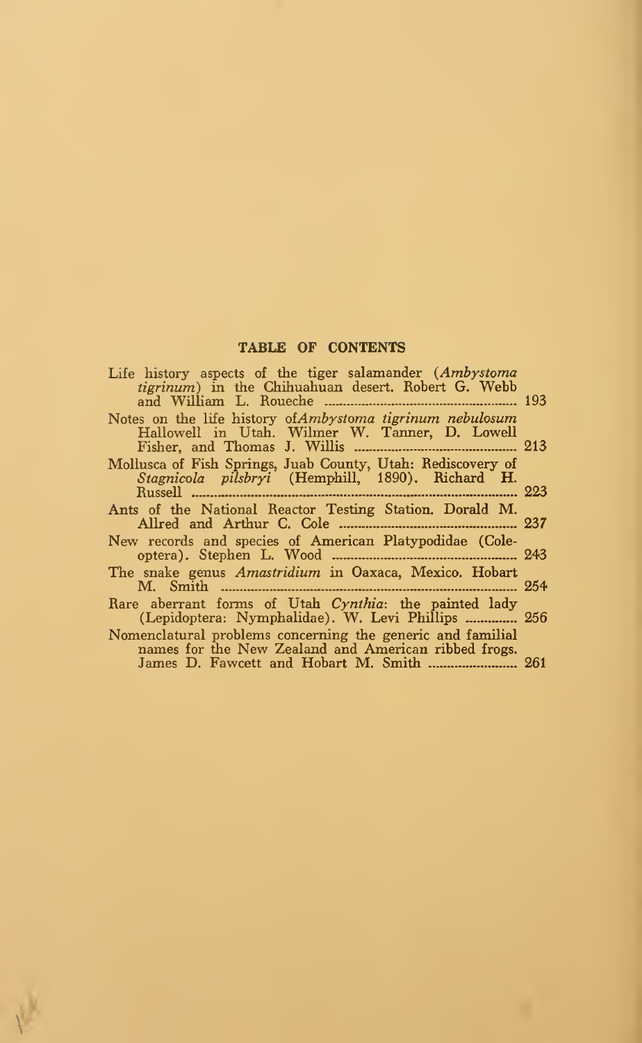## TABLE OF CONTENTS

Life history aspects of the tiger salamander (*Ambystoma tigrinum*) in the Chihuahuan desert. Robert G. Webb and William L. Roueche ..... 193

Notes on the life history of *Ambystoma tigrinum nebulosum* Hallowell in Utah. Wilmer W. Tanner, D. Lowell Fisher, and Thomas J. Willis ..... 213

Mollusca of Fish Springs, Juab County, Utah: Rediscovery of *Stagnicola pilsbryi* (Hemphill, 1890). Richard H. Russell ..... 223

Ants of the National Reactor Testing Station. Dorald M. Allred and Arthur C. Cole ..... 237

New records and species of American Platypodidae (Coleoptera). Stephen L. Wood ..... 243

The snake genus *Amastridium* in Oaxaca, Mexico. Hobart M. Smith ..... 254

Rare aberrant forms of Utah *Cynthia*: the painted lady (Lepidoptera: Nymphalidae). W. Levi Phillips ..... 256

Nomenclatural problems concerning the generic and familial names for the New Zealand and American ribbed frogs. James D. Fawcett and Hobart M. Smith ..... 261